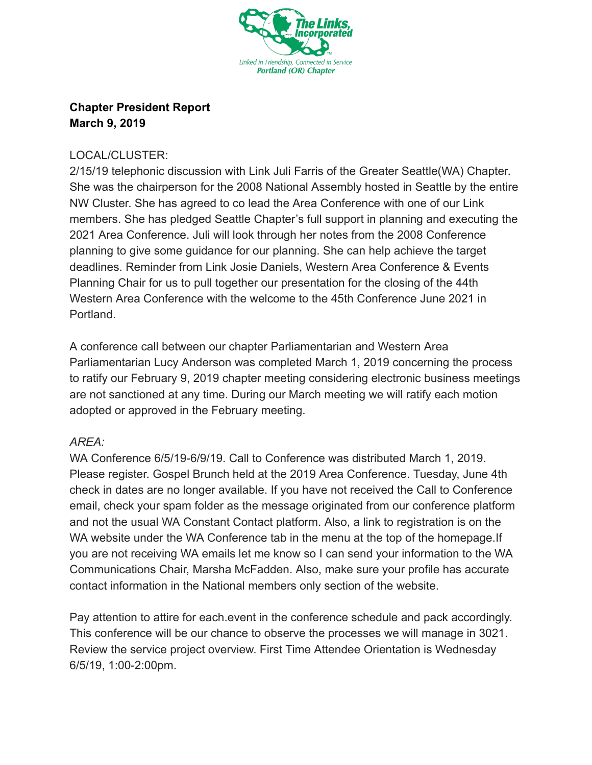The Links, Incorporated

Linked in Friendship, Connected in Service
Portland (OR) Chapter

**Chapter President Report**
**March 9, 2019**

LOCAL/CLUSTER:
2/15/19 telephonic discussion with Link Juli Farris of the Greater Seattle(WA) Chapter. She was the chairperson for the 2008 National Assembly hosted in Seattle by the entire NW Cluster. She has agreed to co lead the Area Conference with one of our Link members. She has pledged Seattle Chapter's full support in planning and executing the 2021 Area Conference. Juli will look through her notes from the 2008 Conference planning to give some guidance for our planning. She can help achieve the target deadlines. Reminder from Link Josie Daniels, Western Area Conference & Events Planning Chair for us to pull together our presentation for the closing of the 44th Western Area Conference with the welcome to the 45th Conference June 2021 in Portland.

A conference call between our chapter Parliamentarian and Western Area Parliamentarian Lucy Anderson was completed March 1, 2019 concerning the process to ratify our February 9, 2019 chapter meeting considering electronic business meetings are not sanctioned at any time. During our March meeting we will ratify each motion adopted or approved in the February meeting.

*AREA:*
WA Conference 6/5/19-6/9/19. Call to Conference was distributed March 1, 2019. Please register. Gospel Brunch held at the 2019 Area Conference. Tuesday, June 4th check in dates are no longer available. If you have not received the Call to Conference email, check your spam folder as the message originated from our conference platform and not the usual WA Constant Contact platform. Also, a link to registration is on the WA website under the WA Conference tab in the menu at the top of the homepage.If you are not receiving WA emails let me know so I can send your information to the WA Communications Chair, Marsha McFadden. Also, make sure your profile has accurate contact information in the National members only section of the website.

Pay attention to attire for each.event in the conference schedule and pack accordingly. This conference will be our chance to observe the processes we will manage in 3021. Review the service project overview. First Time Attendee Orientation is Wednesday 6/5/19, 1:00-2:00pm.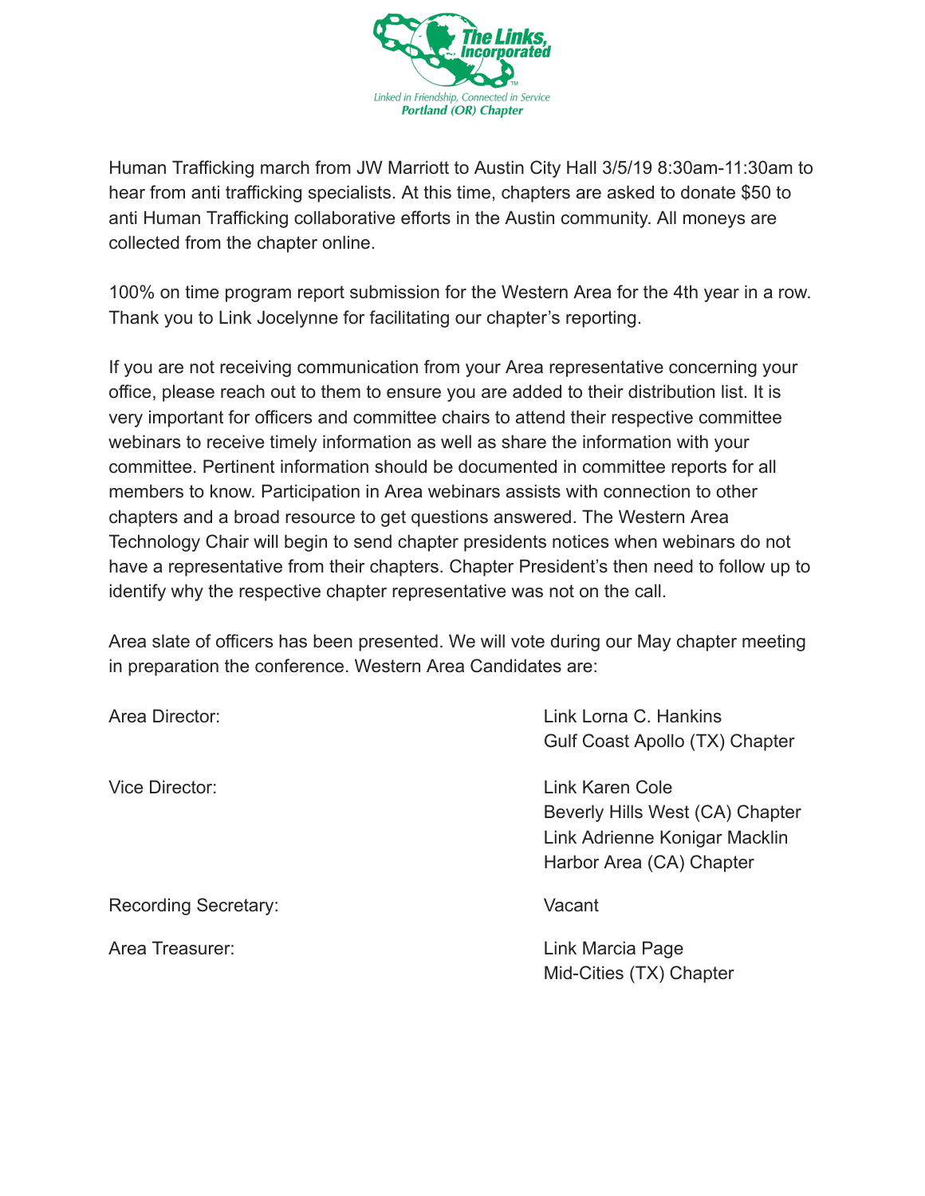Human Trafficking march from JW Marriott to Austin City Hall 3/5/19 8:30am-11:30am to hear from anti trafficking specialists. At this time, chapters are asked to donate $50 to anti Human Trafficking collaborative efforts in the Austin community. All moneys are collected from the chapter online.

100% on time program report submission for the Western Area for the 4th year in a row. Thank you to Link Jocelynne for facilitating our chapter's reporting.

If you are not receiving communication from your Area representative concerning your office, please reach out to them to ensure you are added to their distribution list. It is very important for officers and committee chairs to attend their respective committee webinars to receive timely information as well as share the information with your committee. Pertinent information should be documented in committee reports for all members to know. Participation in Area webinars assists with connection to other chapters and a broad resource to get questions answered. The Western Area Technology Chair will begin to send chapter presidents notices when webinars do not have a representative from their chapters. Chapter President's then need to follow up to identify why the respective chapter representative was not on the call.

Area slate of officers has been presented. We will vote during our May chapter meeting in preparation the conference. Western Area Candidates are:

| Office | Candidate |
|---|---|
| Area Director: | Link Lorna C. Hankins<br>Gulf Coast Apollo (TX) Chapter |
| Vice Director: | Link Karen Cole<br>Beverly Hills West (CA) Chapter<br>Link Adrienne Konigar Macklin<br>Harbor Area (CA) Chapter |
| Recording Secretary: | Vacant |
| Area Treasurer: | Link Marcia Page<br>Mid-Cities (TX) Chapter |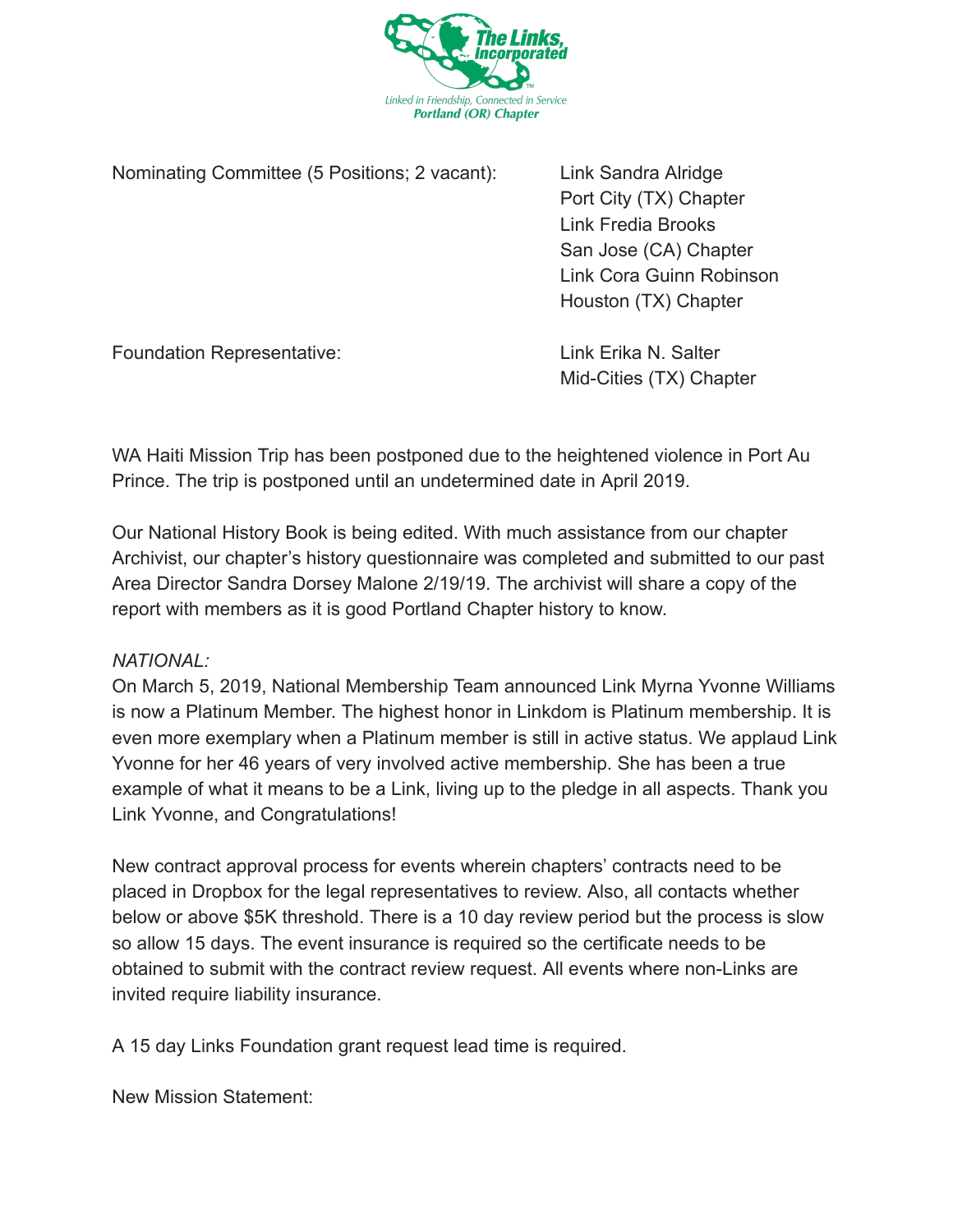Nominating Committee (5 Positions; 2 vacant):

Link Sandra Alridge
Port City (TX) Chapter
Link Fredia Brooks
San Jose (CA) Chapter
Link Cora Guinn Robinson
Houston (TX) Chapter

Foundation Representative:

Link Erika N. Salter
Mid-Cities (TX) Chapter

WA Haiti Mission Trip has been postponed due to the heightened violence in Port Au Prince. The trip is postponed until an undetermined date in April 2019.

Our National History Book is being edited. With much assistance from our chapter Archivist, our chapter's history questionnaire was completed and submitted to our past Area Director Sandra Dorsey Malone 2/19/19. The archivist will share a copy of the report with members as it is good Portland Chapter history to know.

*NATIONAL:*

On March 5, 2019, National Membership Team announced Link Myrna Yvonne Williams is now a Platinum Member. The highest honor in Linkdom is Platinum membership. It is even more exemplary when a Platinum member is still in active status. We applaud Link Yvonne for her 46 years of very involved active membership. She has been a true example of what it means to be a Link, living up to the pledge in all aspects. Thank you Link Yvonne, and Congratulations!

New contract approval process for events wherein chapters' contracts need to be placed in Dropbox for the legal representatives to review. Also, all contacts whether below or above $5K threshold. There is a 10 day review period but the process is slow so allow 15 days. The event insurance is required so the certificate needs to be obtained to submit with the contract review request. All events where non-Links are invited require liability insurance.

A 15 day Links Foundation grant request lead time is required.

New Mission Statement: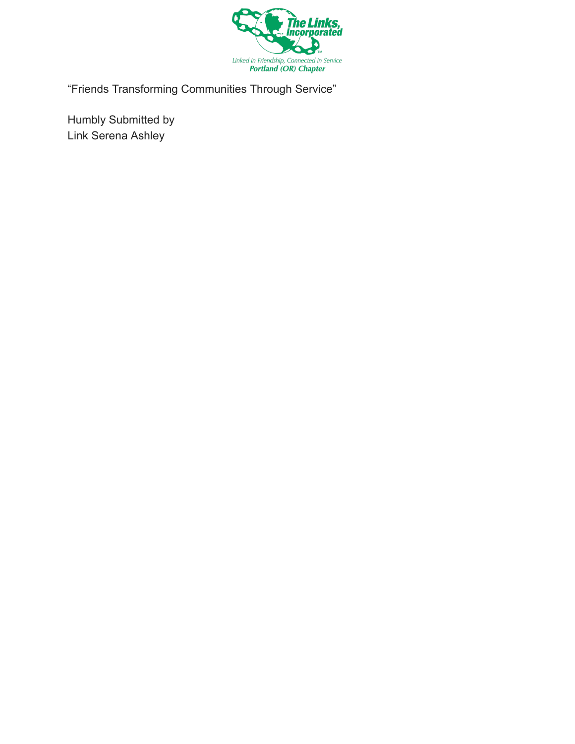“Friends Transforming Communities Through Service”

Humbly Submitted by
Link Serena Ashley